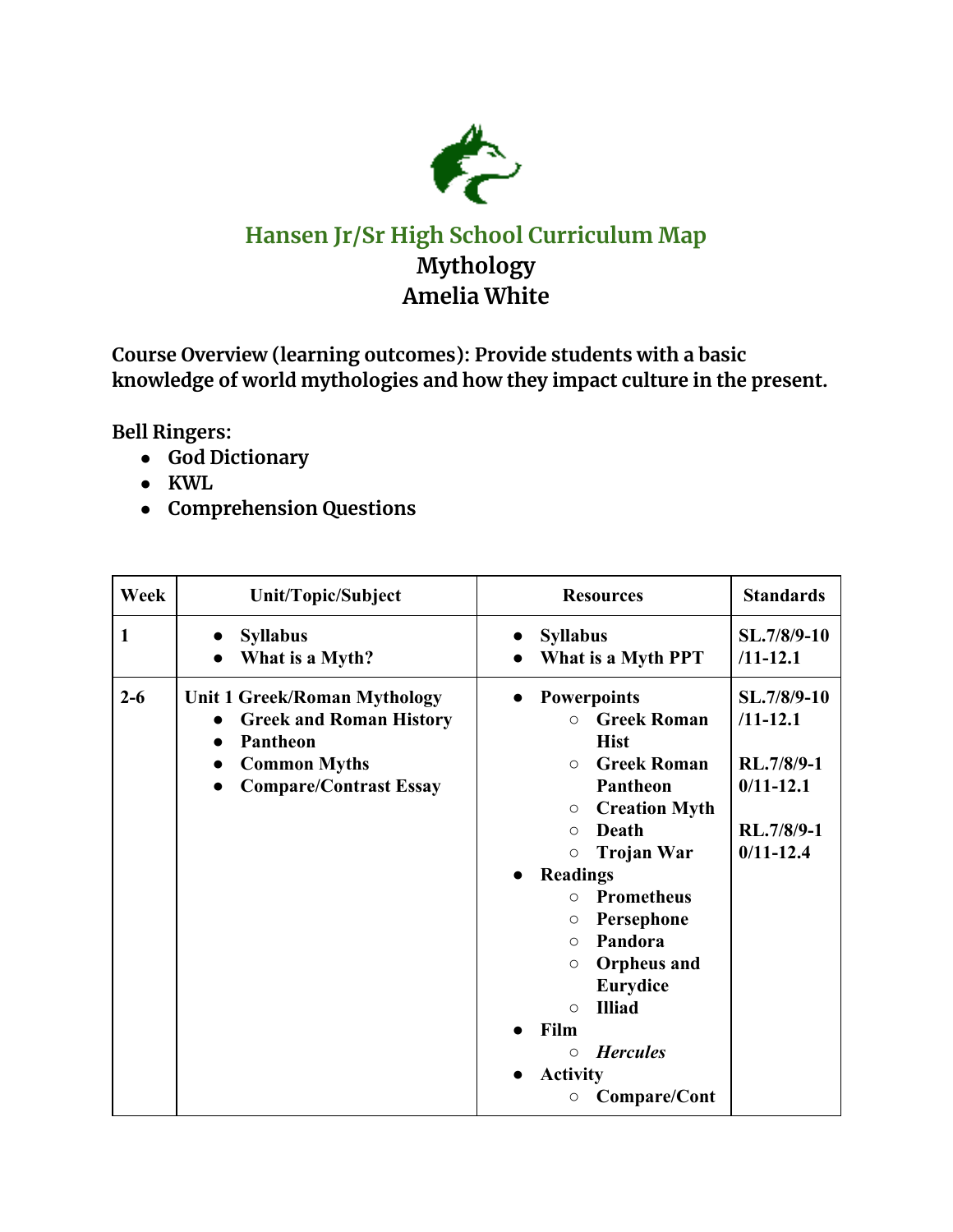# Hansen Jr/Sr High School Curriculum Map

## Mythology

## Amelia White

**Course Overview (learning outcomes): Provide students with a basic knowledge of world mythologies and how they impact culture in the present.**

**Bell Ringers:**

- **God Dictionary**
- **KWL**
- **Comprehension Questions**

| Week | Unit/Topic/Subject | Resources | Standards |
|---|---|---|---|
| 1 | • Syllabus<br>• What is a Myth? | • Syllabus<br>• What is a Myth PPT | SL.7/8/9-10/11-12.1 |
| 2-6 | Unit 1 Greek/Roman Mythology<br>• Greek and Roman History<br>• Pantheon<br>• Common Myths<br>• Compare/Contrast Essay | • Powerpoints<br>&nbsp;&nbsp;○ Greek Roman Hist<br>&nbsp;&nbsp;○ Greek Roman Pantheon<br>&nbsp;&nbsp;○ Creation Myth<br>&nbsp;&nbsp;○ Death<br>&nbsp;&nbsp;○ Trojan War<br>• Readings<br>&nbsp;&nbsp;○ Prometheus<br>&nbsp;&nbsp;○ Persephone<br>&nbsp;&nbsp;○ Pandora<br>&nbsp;&nbsp;○ Orpheus and Eurydice<br>&nbsp;&nbsp;○ Illiad<br>• Film<br>&nbsp;&nbsp;○ *Hercules*<br>• Activity<br>&nbsp;&nbsp;○ Compare/Cont | SL.7/8/9-10/11-12.1<br><br>RL.7/8/9-10/11-12.1<br><br>RL.7/8/9-10/11-12.4 |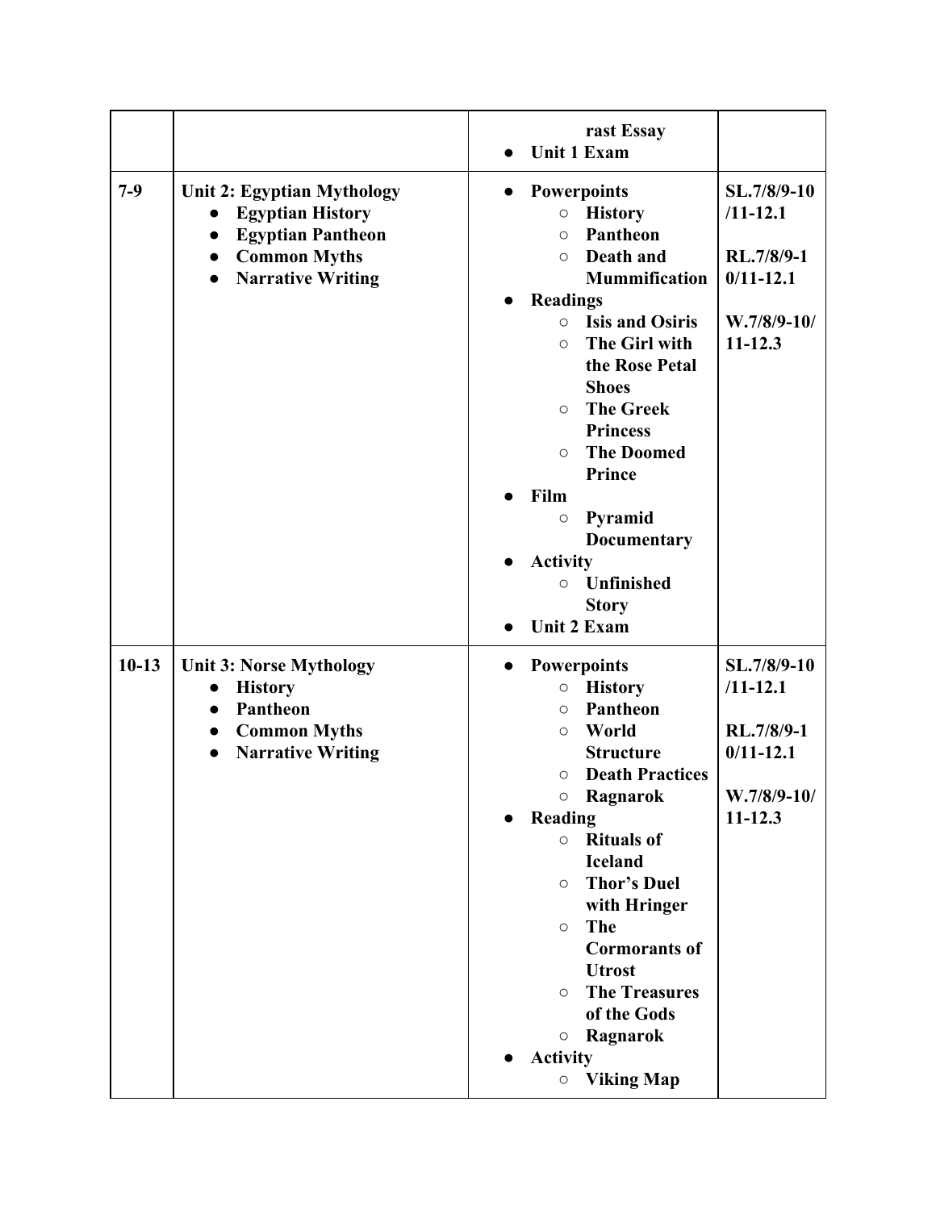| | | | |
|---|---|---|---|
| | | rast Essay<br>• Unit 1 Exam | |
| 7-9 | **Unit 2: Egyptian Mythology**<br>• **Egyptian History**<br>• **Egyptian Pantheon**<br>• **Common Myths**<br>• **Narrative Writing** | • **Powerpoints**<br>○ **History**<br>○ **Pantheon**<br>○ **Death and Mummification**<br>• **Readings**<br>○ **Isis and Osiris**<br>○ **The Girl with the Rose Petal Shoes**<br>○ **The Greek Princess**<br>○ **The Doomed Prince**<br>• **Film**<br>○ **Pyramid Documentary**<br>• **Activity**<br>○ **Unfinished Story**<br>• **Unit 2 Exam** | **SL.7/8/9-10/11-12.1**<br><br>**RL.7/8/9-10/11-12.1**<br><br>**W.7/8/9-10/11-12.3** |
| 10-13 | **Unit 3: Norse Mythology**<br>• **History**<br>• **Pantheon**<br>• **Common Myths**<br>• **Narrative Writing** | • **Powerpoints**<br>○ **History**<br>○ **Pantheon**<br>○ **World Structure**<br>○ **Death Practices**<br>○ **Ragnarok**<br>• **Reading**<br>○ **Rituals of Iceland**<br>○ **Thor's Duel with Hringer**<br>○ **The Cormorants of Utrost**<br>○ **The Treasures of the Gods**<br>○ **Ragnarok**<br>• **Activity**<br>○ **Viking Map** | **SL.7/8/9-10/11-12.1**<br><br>**RL.7/8/9-10/11-12.1**<br><br>**W.7/8/9-10/11-12.3** |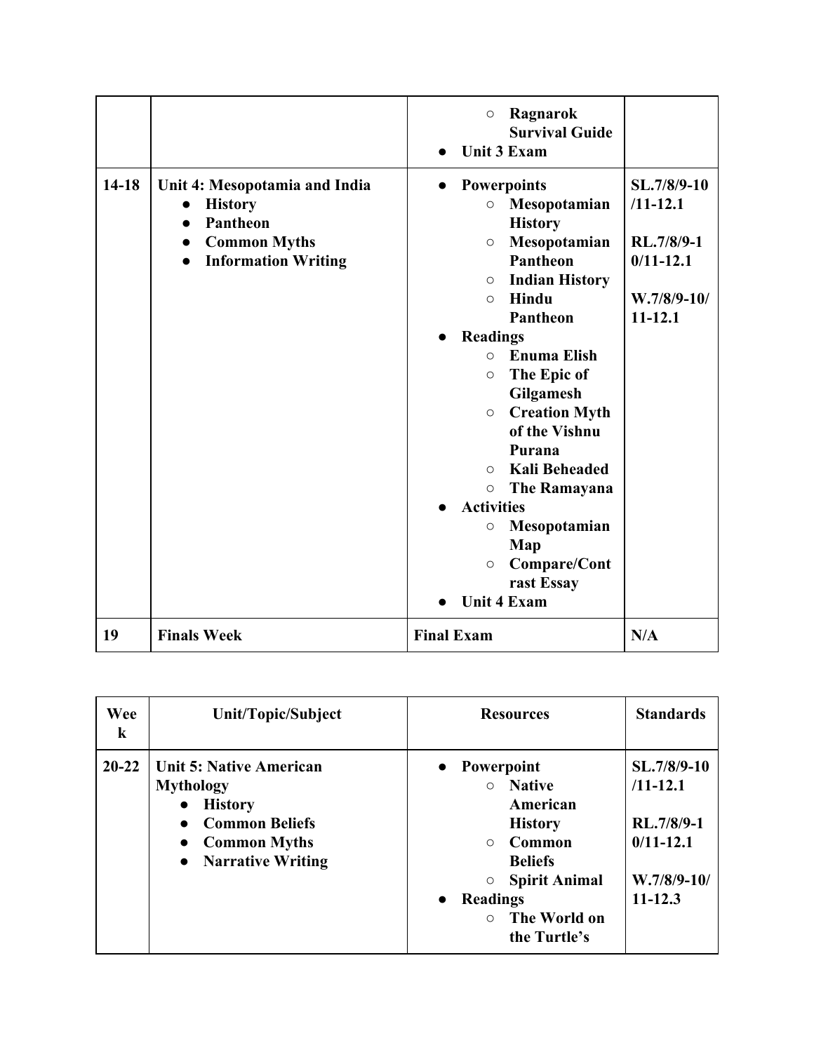| | | ○ Ragnarok Survival Guide<br>● Unit 3 Exam | |
|---|---|---|---|
| 14-18 | **Unit 4: Mesopotamia and India**<br>● History<br>● Pantheon<br>● Common Myths<br>● Information Writing | ● Powerpoints<br>○ Mesopotamian History<br>○ Mesopotamian Pantheon<br>○ Indian History<br>○ Hindu Pantheon<br>● Readings<br>○ Enuma Elish<br>○ The Epic of Gilgamesh<br>○ Creation Myth of the Vishnu Purana<br>○ Kali Beheaded<br>○ The Ramayana<br>● Activities<br>○ Mesopotamian Map<br>○ Compare/Contrast Essay<br>● Unit 4 Exam | SL.7/8/9-10/11-12.1<br><br>RL.7/8/9-10/11-12.1<br><br>W.7/8/9-10/11-12.1 |
| 19 | **Finals Week** | **Final Exam** | N/A |

| Week | Unit/Topic/Subject | Resources | Standards |
|---|---|---|---|
| 20-22 | **Unit 5: Native American Mythology**<br>● History<br>● Common Beliefs<br>● Common Myths<br>● Narrative Writing | ● Powerpoint<br>○ Native American History<br>○ Common Beliefs<br>○ Spirit Animal<br>● Readings<br>○ The World on the Turtle's | SL.7/8/9-10/11-12.1<br><br>RL.7/8/9-10/11-12.1<br><br>W.7/8/9-10/11-12.3 |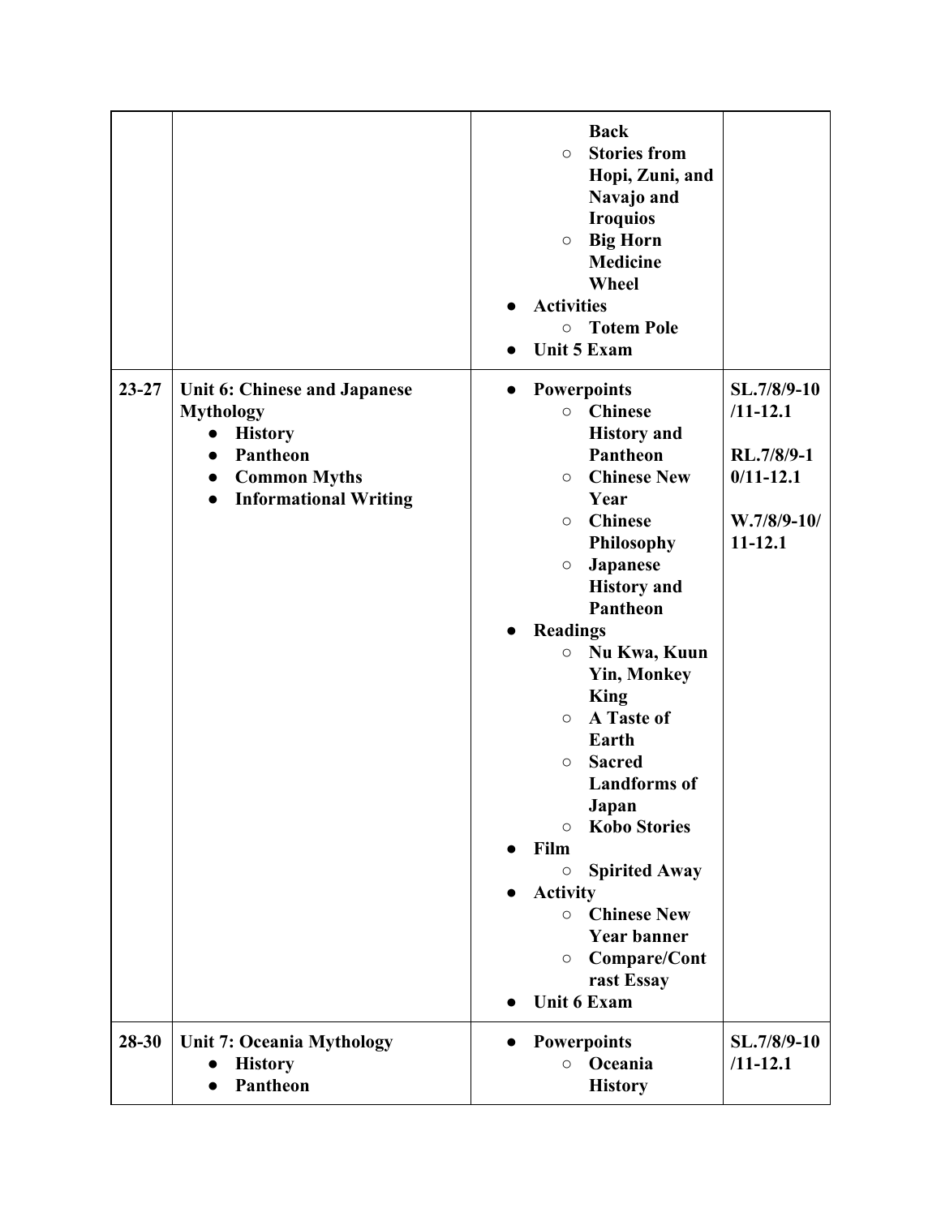| | | | |
|---|---|---|---|
| | | ○ Back<br>○ Stories from Hopi, Zuni, and Navajo and Iroquios<br>○ Big Horn Medicine Wheel<br>● Activities<br>○ Totem Pole<br>● Unit 5 Exam | |
| 23-27 | **Unit 6: Chinese and Japanese Mythology**<br>● History<br>● Pantheon<br>● Common Myths<br>● Informational Writing | ● Powerpoints<br>○ Chinese History and Pantheon<br>○ Chinese New Year<br>○ Chinese Philosophy<br>○ Japanese History and Pantheon<br>● Readings<br>○ Nu Kwa, Kuun Yin, Monkey King<br>○ A Taste of Earth<br>○ Sacred Landforms of Japan<br>○ Kobo Stories<br>● Film<br>○ Spirited Away<br>● Activity<br>○ Chinese New Year banner<br>○ Compare/Contrast Essay<br>● Unit 6 Exam | SL.7/8/9-10/11-12.1<br><br>RL.7/8/9-10/11-12.1<br><br>W.7/8/9-10/11-12.1 |
| 28-30 | **Unit 7: Oceania Mythology**<br>● History<br>● Pantheon | ● Powerpoints<br>○ Oceania History | SL.7/8/9-10/11-12.1 |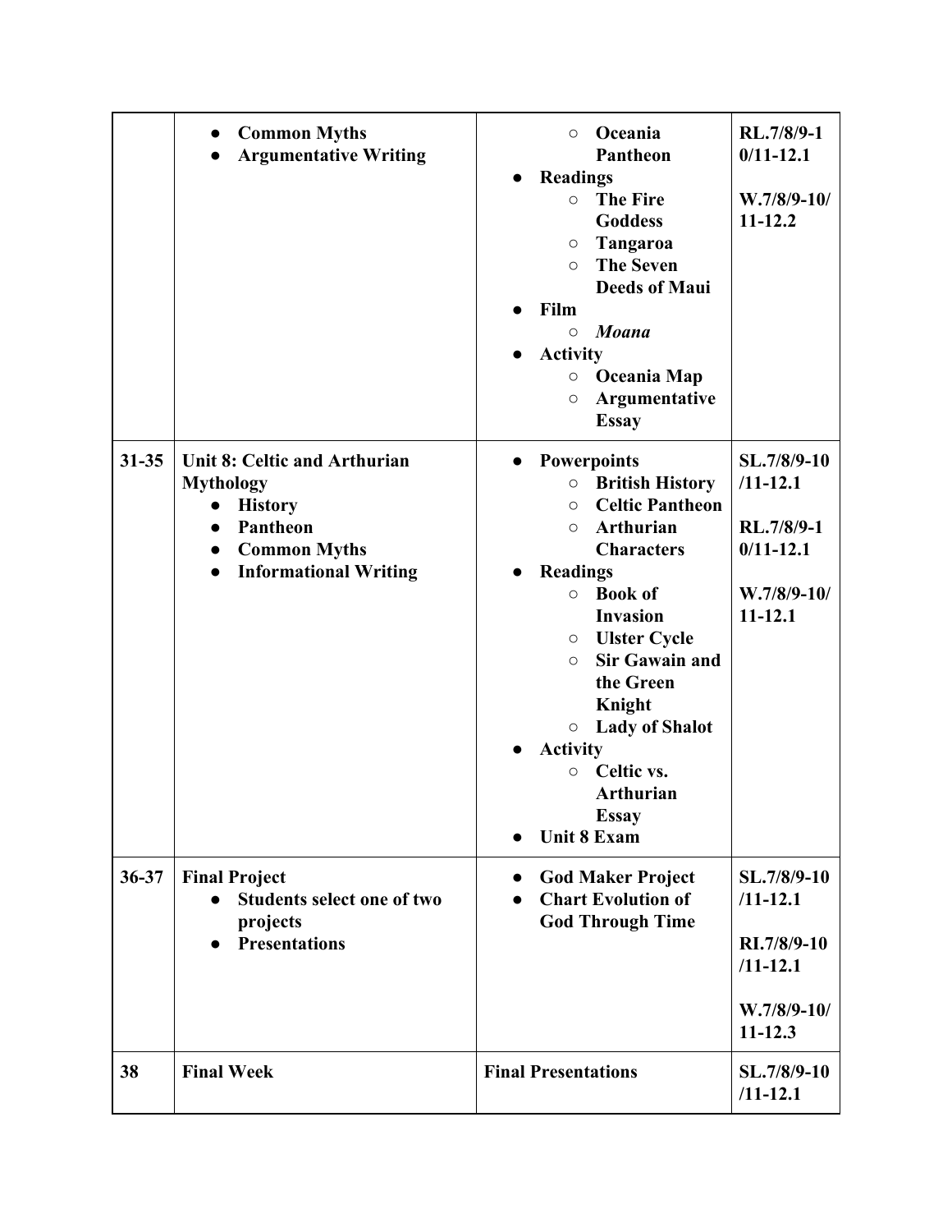| | | | |
|---|---|---|---|
| | • **Common Myths**<br>• **Argumentative Writing** | ○ **Oceania Pantheon**<br>• **Readings**<br>○ **The Fire Goddess**<br>○ **Tangaroa**<br>○ **The Seven Deeds of Maui**<br>• **Film**<br>○ ***Moana***<br>• **Activity**<br>○ **Oceania Map**<br>○ **Argumentative Essay** | **RL.7/8/9-10/11-12.1**<br><br>**W.7/8/9-10/11-12.2** |
| **31-35** | **Unit 8: Celtic and Arthurian Mythology**<br>• **History**<br>• **Pantheon**<br>• **Common Myths**<br>• **Informational Writing** | • **Powerpoints**<br>○ **British History**<br>○ **Celtic Pantheon**<br>○ **Arthurian Characters**<br>• **Readings**<br>○ **Book of Invasion**<br>○ **Ulster Cycle**<br>○ **Sir Gawain and the Green Knight**<br>○ **Lady of Shalot**<br>• **Activity**<br>○ **Celtic vs. Arthurian Essay**<br>• **Unit 8 Exam** | **SL.7/8/9-10/11-12.1**<br><br>**RL.7/8/9-10/11-12.1**<br><br>**W.7/8/9-10/11-12.1** |
| **36-37** | **Final Project**<br>• **Students select one of two projects**<br>• **Presentations** | • **God Maker Project**<br>• **Chart Evolution of God Through Time** | **SL.7/8/9-10/11-12.1**<br><br>**RI.7/8/9-10/11-12.1**<br><br>**W.7/8/9-10/11-12.3** |
| **38** | **Final Week** | **Final Presentations** | **SL.7/8/9-10/11-12.1** |